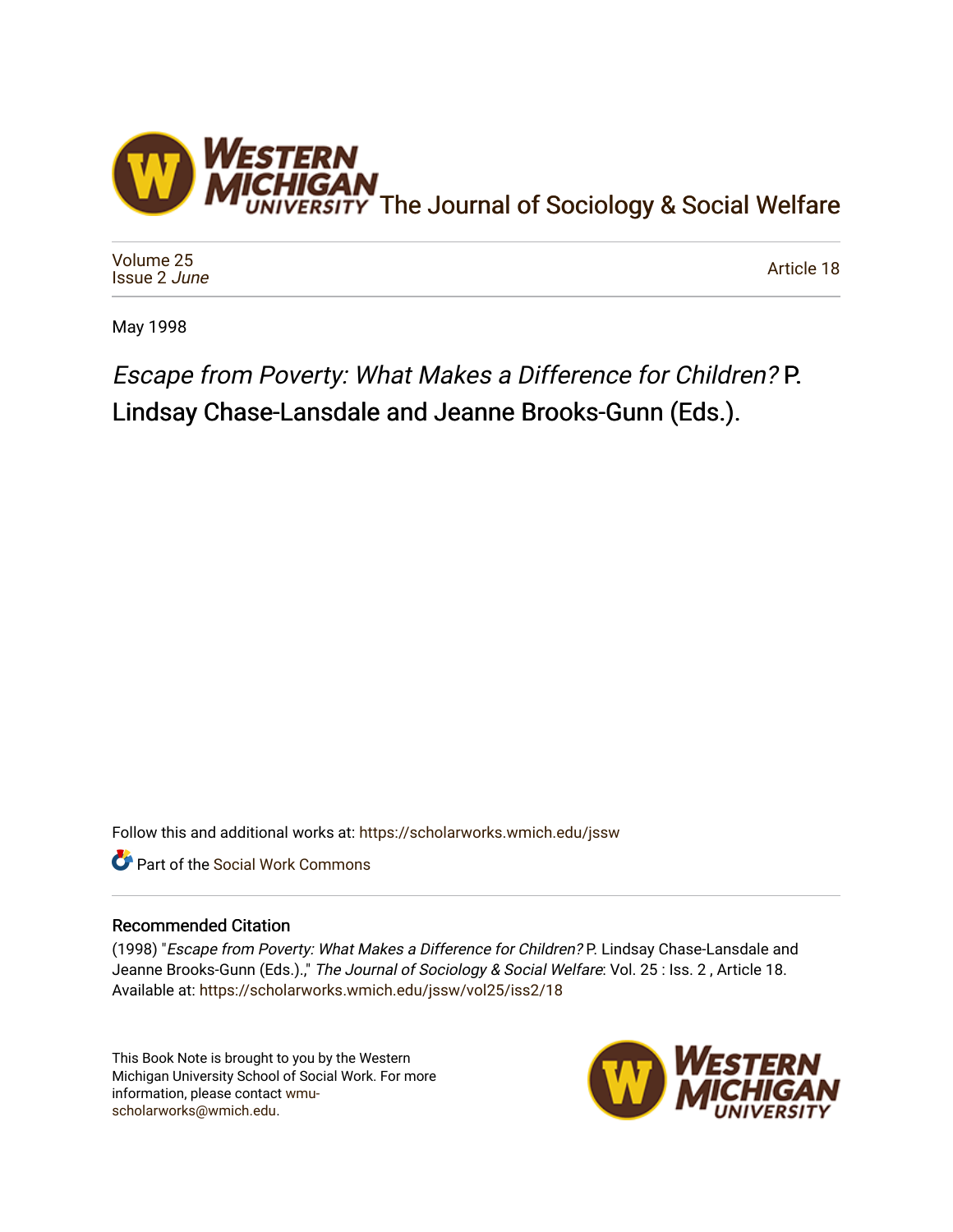# The Journal of Sociology & Social Welfare

Volume 25
Issue 2 *June*

Article 18

May 1998

## *Escape from Poverty: What Makes a Difference for Children?* P. Lindsay Chase-Lansdale and Jeanne Brooks-Gunn (Eds.).

Follow this and additional works at: https://scholarworks.wmich.edu/jssw

Part of the Social Work Commons

### Recommended Citation

(1998) "*Escape from Poverty: What Makes a Difference for Children?* P. Lindsay Chase-Lansdale and Jeanne Brooks-Gunn (Eds.).," *The Journal of Sociology & Social Welfare*: Vol. 25 : Iss. 2 , Article 18.
Available at: https://scholarworks.wmich.edu/jssw/vol25/iss2/18

This Book Note is brought to you by the Western Michigan University School of Social Work. For more information, please contact wmu-scholarworks@wmich.edu.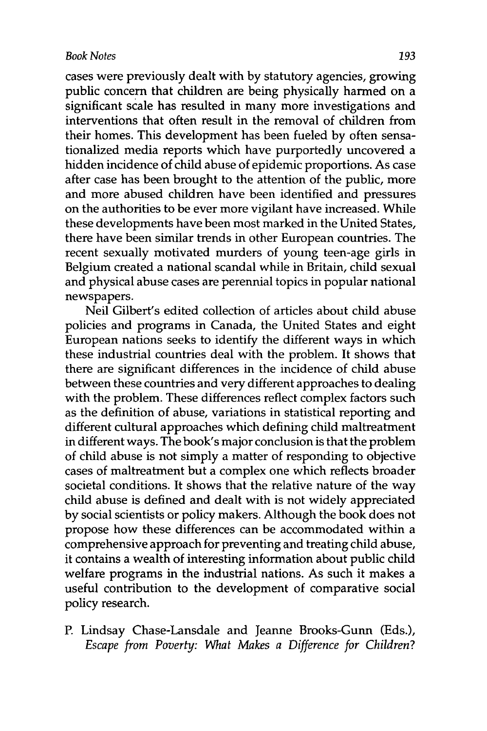cases were previously dealt with by statutory agencies, growing public concern that children are being physically harmed on a significant scale has resulted in many more investigations and interventions that often result in the removal of children from their homes. This development has been fueled by often sensationalized media reports which have purportedly uncovered a hidden incidence of child abuse of epidemic proportions. As case after case has been brought to the attention of the public, more and more abused children have been identified and pressures on the authorities to be ever more vigilant have increased. While these developments have been most marked in the United States, there have been similar trends in other European countries. The recent sexually motivated murders of young teen-age girls in Belgium created a national scandal while in Britain, child sexual and physical abuse cases are perennial topics in popular national newspapers.

Neil Gilbert's edited collection of articles about child abuse policies and programs in Canada, the United States and eight European nations seeks to identify the different ways in which these industrial countries deal with the problem. It shows that there are significant differences in the incidence of child abuse between these countries and very different approaches to dealing with the problem. These differences reflect complex factors such as the definition of abuse, variations in statistical reporting and different cultural approaches which defining child maltreatment in different ways. The book's major conclusion is that the problem of child abuse is not simply a matter of responding to objective cases of maltreatment but a complex one which reflects broader societal conditions. It shows that the relative nature of the way child abuse is defined and dealt with is not widely appreciated by social scientists or policy makers. Although the book does not propose how these differences can be accommodated within a comprehensive approach for preventing and treating child abuse, it contains a wealth of interesting information about public child welfare programs in the industrial nations. As such it makes a useful contribution to the development of comparative social policy research.

P. Lindsay Chase-Lansdale and Jeanne Brooks-Gunn (Eds.), *Escape from Poverty: What Makes a Difference for Children?*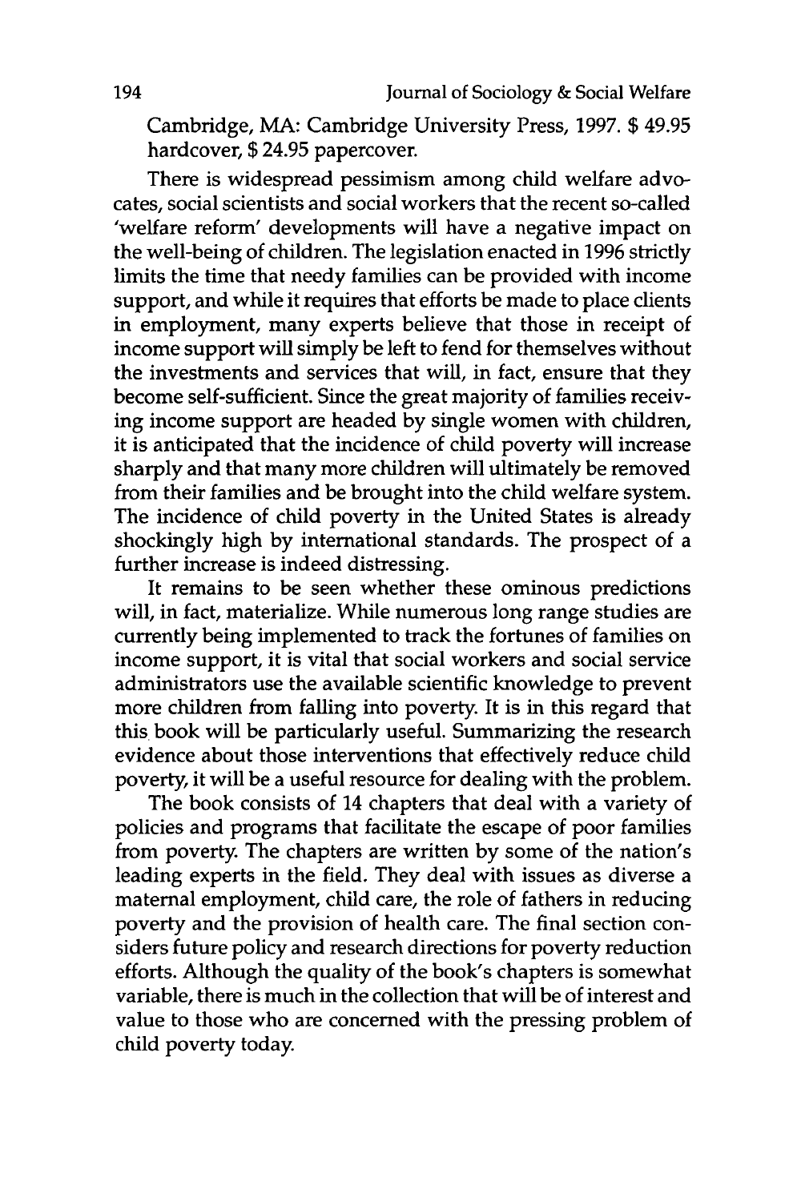Cambridge, MA: Cambridge University Press, 1997. $ 49.95 hardcover, $ 24.95 papercover.

There is widespread pessimism among child welfare advocates, social scientists and social workers that the recent so-called 'welfare reform' developments will have a negative impact on the well-being of children. The legislation enacted in 1996 strictly limits the time that needy families can be provided with income support, and while it requires that efforts be made to place clients in employment, many experts believe that those in receipt of income support will simply be left to fend for themselves without the investments and services that will, in fact, ensure that they become self-sufficient. Since the great majority of families receiving income support are headed by single women with children, it is anticipated that the incidence of child poverty will increase sharply and that many more children will ultimately be removed from their families and be brought into the child welfare system. The incidence of child poverty in the United States is already shockingly high by international standards. The prospect of a further increase is indeed distressing.

It remains to be seen whether these ominous predictions will, in fact, materialize. While numerous long range studies are currently being implemented to track the fortunes of families on income support, it is vital that social workers and social service administrators use the available scientific knowledge to prevent more children from falling into poverty. It is in this regard that this book will be particularly useful. Summarizing the research evidence about those interventions that effectively reduce child poverty, it will be a useful resource for dealing with the problem.

The book consists of 14 chapters that deal with a variety of policies and programs that facilitate the escape of poor families from poverty. The chapters are written by some of the nation's leading experts in the field. They deal with issues as diverse a maternal employment, child care, the role of fathers in reducing poverty and the provision of health care. The final section considers future policy and research directions for poverty reduction efforts. Although the quality of the book's chapters is somewhat variable, there is much in the collection that will be of interest and value to those who are concerned with the pressing problem of child poverty today.